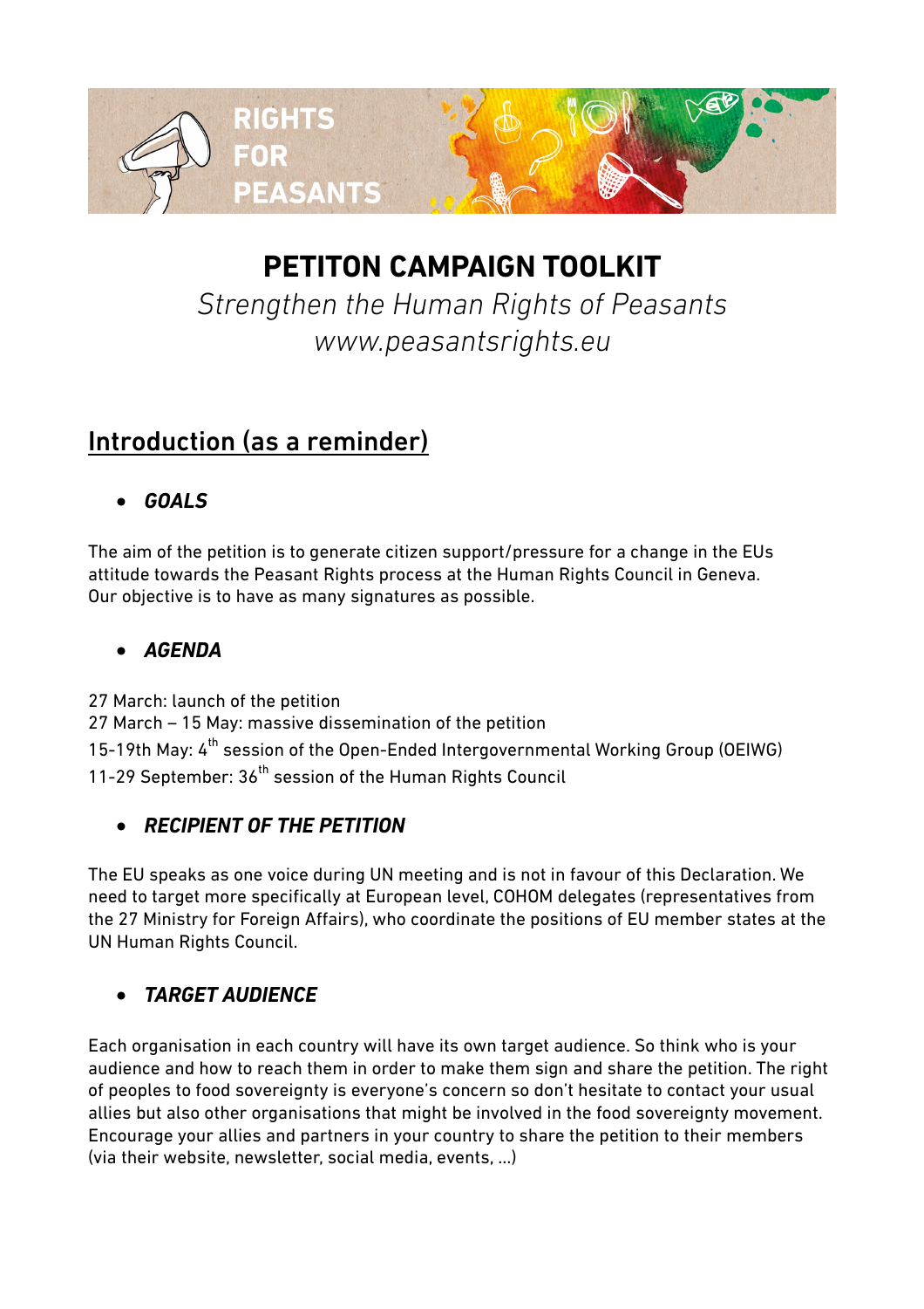RIGHTS FOR PEASANTS

# PETITON CAMPAIGN TOOLKIT

*Strengthen the Human Rights of Peasants*

*www.peasantsrights.eu*

## Introduction (as a reminder)

- ***GOALS***

The aim of the petition is to generate citizen support/pressure for a change in the EUs attitude towards the Peasant Rights process at the Human Rights Council in Geneva. Our objective is to have as many signatures as possible.

- ***AGENDA***

27 March: launch of the petition
27 March – 15 May: massive dissemination of the petition
15-19th May: 4th session of the Open-Ended Intergovernmental Working Group (OEIWG)
11-29 September: 36th session of the Human Rights Council

- ***RECIPIENT OF THE PETITION***

The EU speaks as one voice during UN meeting and is not in favour of this Declaration. We need to target more specifically at European level, COHOM delegates (representatives from the 27 Ministry for Foreign Affairs), who coordinate the positions of EU member states at the UN Human Rights Council.

- ***TARGET AUDIENCE***

Each organisation in each country will have its own target audience. So think who is your audience and how to reach them in order to make them sign and share the petition. The right of peoples to food sovereignty is everyone's concern so don't hesitate to contact your usual allies but also other organisations that might be involved in the food sovereignty movement. Encourage your allies and partners in your country to share the petition to their members (via their website, newsletter, social media, events, …)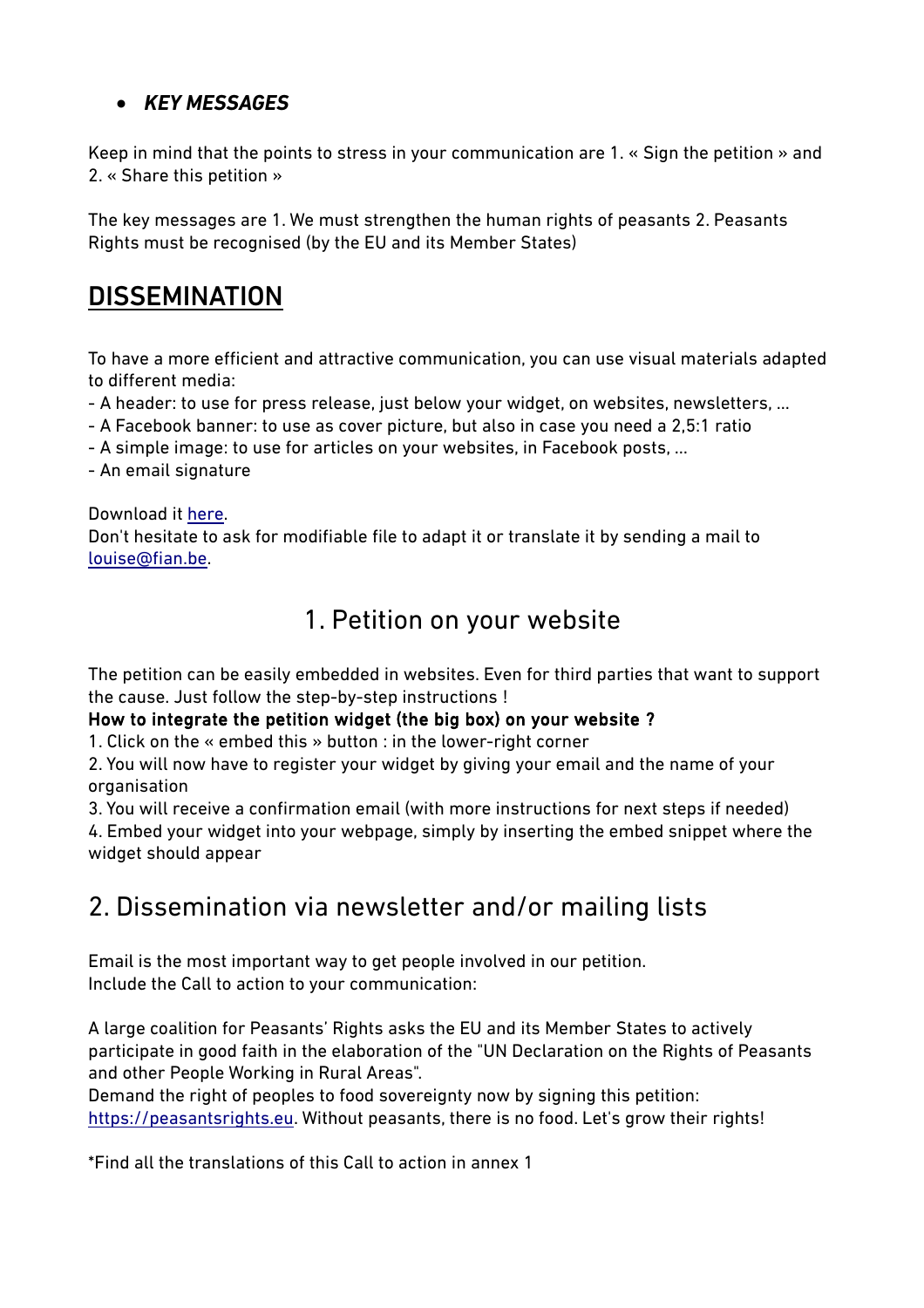- ***KEY MESSAGES***

Keep in mind that the points to stress in your communication are 1. « Sign the petition » and 2. « Share this petition »

The key messages are 1. We must strengthen the human rights of peasants 2. Peasants Rights must be recognised (by the EU and its Member States)

# DISSEMINATION

To have a more efficient and attractive communication, you can use visual materials adapted to different media:
- A header: to use for press release, just below your widget, on websites, newsletters, ...
- A Facebook banner: to use as cover picture, but also in case you need a 2,5:1 ratio
- A simple image: to use for articles on your websites, in Facebook posts, ...
- An email signature

Download it [here](here).
Don't hesitate to ask for modifiable file to adapt it or translate it by sending a mail to [louise@fian.be](mailto:louise@fian.be).

## 1. Petition on your website

The petition can be easily embedded in websites. Even for third parties that want to support the cause. Just follow the step-by-step instructions !

**How to integrate the petition widget (the big box) on your website ?**

1. Click on the « embed this » button : in the lower-right corner
2. You will now have to register your widget by giving your email and the name of your organisation
3. You will receive a confirmation email (with more instructions for next steps if needed)
4. Embed your widget into your webpage, simply by inserting the embed snippet where the widget should appear

## 2. Dissemination via newsletter and/or mailing lists

Email is the most important way to get people involved in our petition.
Include the Call to action to your communication:

A large coalition for Peasants' Rights asks the EU and its Member States to actively participate in good faith in the elaboration of the "UN Declaration on the Rights of Peasants and other People Working in Rural Areas".
Demand the right of peoples to food sovereignty now by signing this petition: [https://peasantsrights.eu](https://peasantsrights.eu). Without peasants, there is no food. Let's grow their rights!

*Find all the translations of this Call to action in annex 1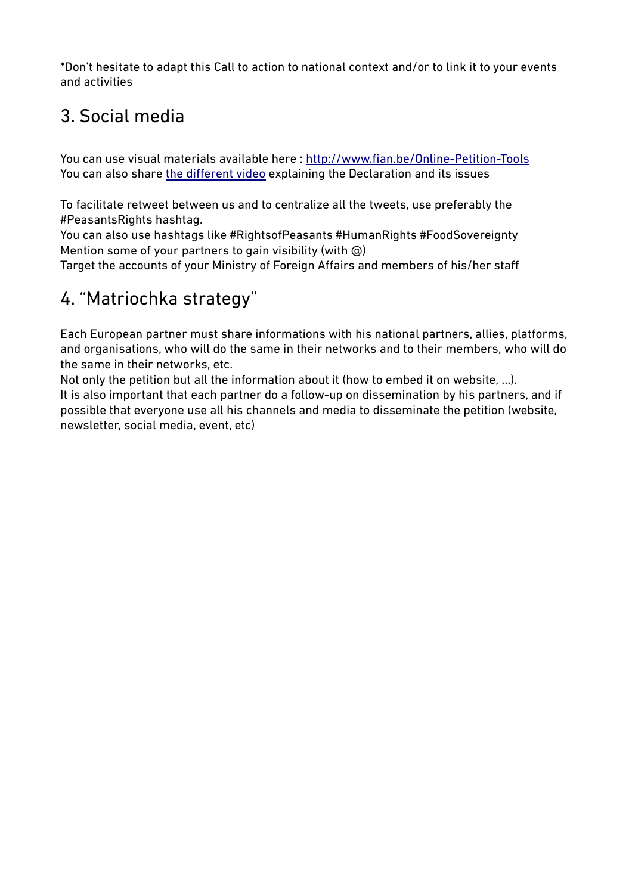*Don't hesitate to adapt this Call to action to national context and/or to link it to your events and activities

## 3. Social media

You can use visual materials available here : [http://www.fian.be/Online-Petition-Tools](http://www.fian.be/Online-Petition-Tools)
You can also share the different video explaining the Declaration and its issues

To facilitate retweet between us and to centralize all the tweets, use preferably the #PeasantsRights hashtag.
You can also use hashtags like #RightsofPeasants #HumanRights #FoodSovereignty
Mention some of your partners to gain visibility (with @)
Target the accounts of your Ministry of Foreign Affairs and members of his/her staff

## 4. "Matriochka strategy"

Each European partner must share informations with his national partners, allies, platforms, and organisations, who will do the same in their networks and to their members, who will do the same in their networks, etc.
Not only the petition but all the information about it (how to embed it on website, ...).
It is also important that each partner do a follow-up on dissemination by his partners, and if possible that everyone use all his channels and media to disseminate the petition (website, newsletter, social media, event, etc)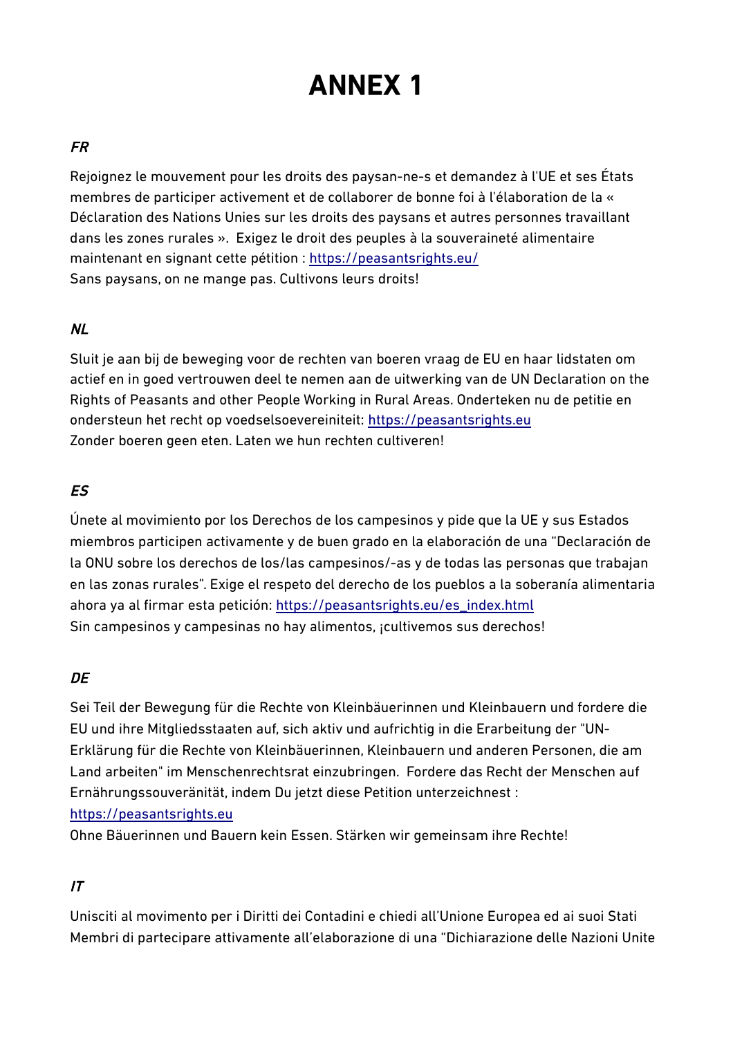# ANNEX 1

### *FR*

Rejoignez le mouvement pour les droits des paysan-ne-s et demandez à l'UE et ses États membres de participer activement et de collaborer de bonne foi à l'élaboration de la « Déclaration des Nations Unies sur les droits des paysans et autres personnes travaillant dans les zones rurales ». Exigez le droit des peuples à la souveraineté alimentaire maintenant en signant cette pétition : https://peasantsrights.eu/
Sans paysans, on ne mange pas. Cultivons leurs droits!

### *NL*

Sluit je aan bij de beweging voor de rechten van boeren vraag de EU en haar lidstaten om actief en in goed vertrouwen deel te nemen aan de uitwerking van de UN Declaration on the Rights of Peasants and other People Working in Rural Areas. Onderteken nu de petitie en ondersteun het recht op voedselsoevereiniteit: https://peasantsrights.eu
Zonder boeren geen eten. Laten we hun rechten cultiveren!

### *ES*

Únete al movimiento por los Derechos de los campesinos y pide que la UE y sus Estados miembros participen activamente y de buen grado en la elaboración de una “Declaración de la ONU sobre los derechos de los/las campesinos/-as y de todas las personas que trabajan en las zonas rurales”. Exige el respeto del derecho de los pueblos a la soberanía alimentaria ahora ya al firmar esta petición: https://peasantsrights.eu/es_index.html
Sin campesinos y campesinas no hay alimentos, ¡cultivemos sus derechos!

### *DE*

Sei Teil der Bewegung für die Rechte von Kleinbäuerinnen und Kleinbauern und fordere die EU und ihre Mitgliedsstaaten auf, sich aktiv und aufrichtig in die Erarbeitung der "UN-Erklärung für die Rechte von Kleinbäuerinnen, Kleinbauern und anderen Personen, die am Land arbeiten" im Menschenrechtsrat einzubringen. Fordere das Recht der Menschen auf Ernährungssouveränität, indem Du jetzt diese Petition unterzeichnest :
https://peasantsrights.eu
Ohne Bäuerinnen und Bauern kein Essen. Stärken wir gemeinsam ihre Rechte!

### *IT*

Unisciti al movimento per i Diritti dei Contadini e chiedi all'Unione Europea ed ai suoi Stati Membri di partecipare attivamente all'elaborazione di una “Dichiarazione delle Nazioni Unite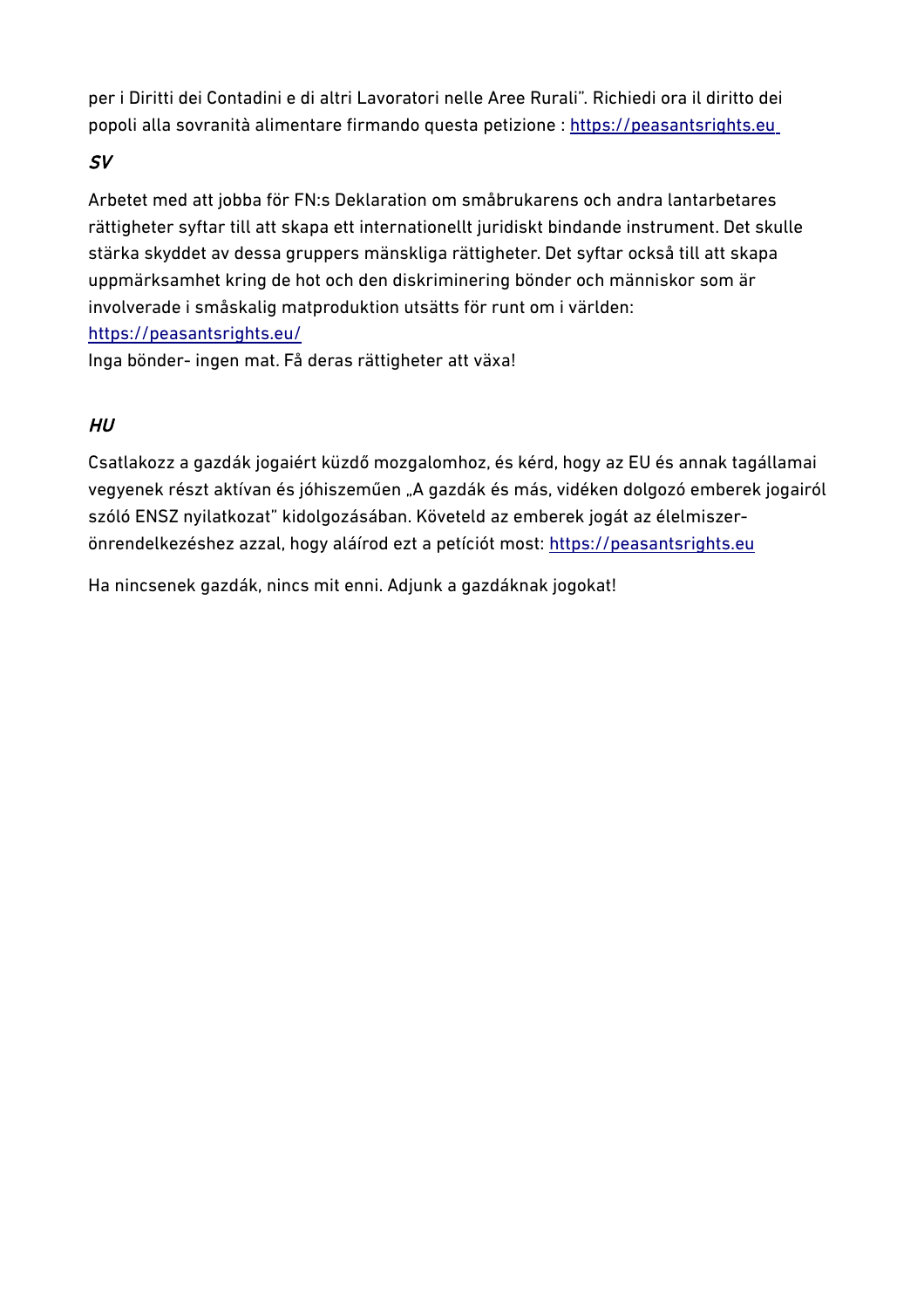per i Diritti dei Contadini e di altri Lavoratori nelle Aree Rurali". Richiedi ora il diritto dei popoli alla sovranità alimentare firmando questa petizione : https://peasantsrights.eu

### *SV*

Arbetet med att jobba för FN:s Deklaration om småbrukarens och andra lantarbetares rättigheter syftar till att skapa ett internationellt juridiskt bindande instrument. Det skulle stärka skyddet av dessa gruppers mänskliga rättigheter. Det syftar också till att skapa uppmärksamhet kring de hot och den diskriminering bönder och människor som är involverade i småskalig matproduktion utsätts för runt om i världen: https://peasantsrights.eu/
Inga bönder- ingen mat. Få deras rättigheter att växa!

### *HU*

Csatlakozz a gazdák jogaiért küzdő mozgalomhoz, és kérd, hogy az EU és annak tagállamai vegyenek részt aktívan és jóhiszeműen „A gazdák és más, vidéken dolgozó emberek jogairól szóló ENSZ nyilatkozat" kidolgozásában. Követeld az emberek jogát az élelmiszer-önrendelkezéshez azzal, hogy aláírod ezt a petíciót most: https://peasantsrights.eu

Ha nincsenek gazdák, nincs mit enni. Adjunk a gazdáknak jogokat!